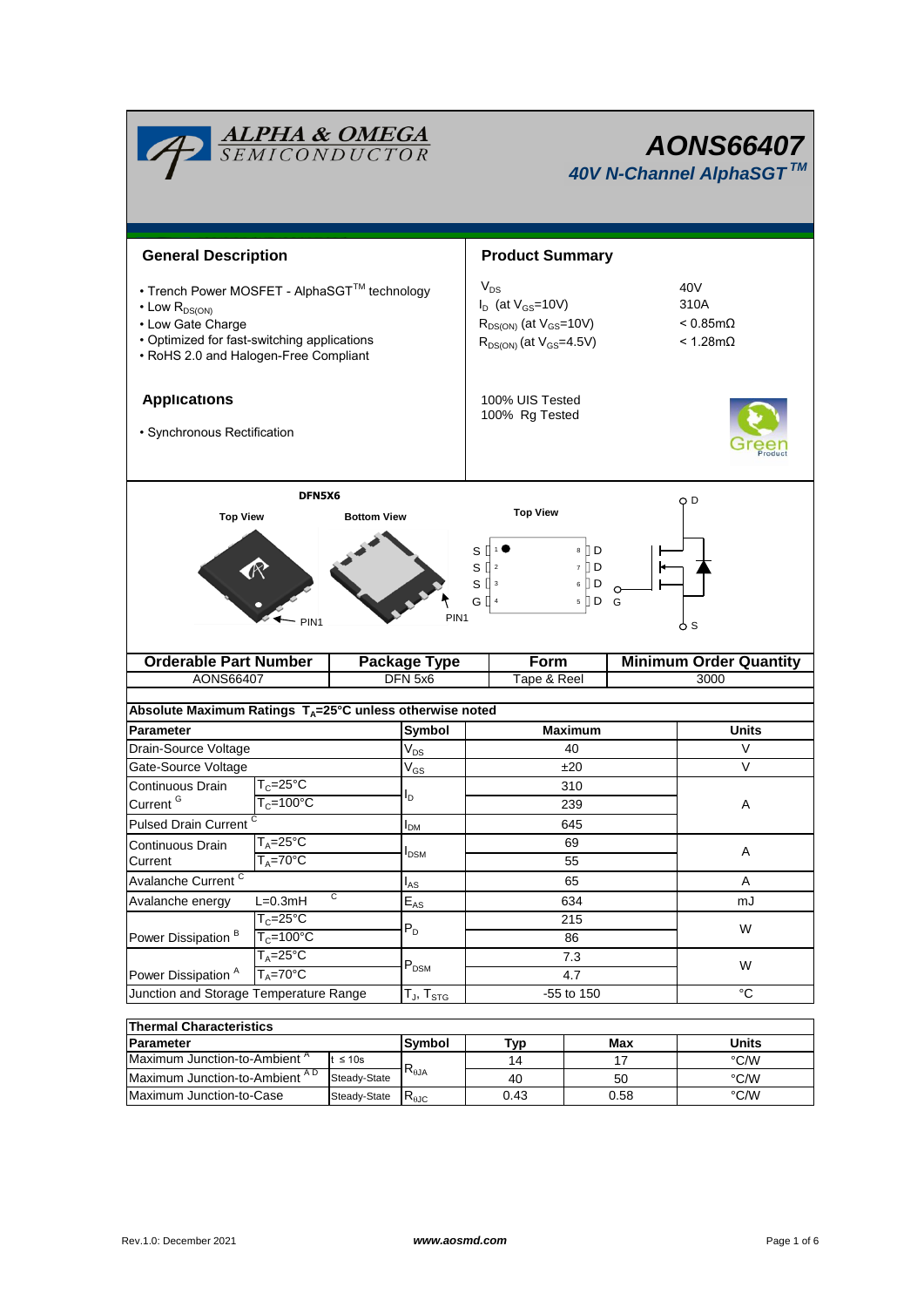# AONS66407

## 40V N-Channel AlphaSGT™

## General Description

- Trench Power MOSFET - AlphaSGT™ technology
- Low $R_{DS(ON)}$
- Low Gate Charge
- Optimized for fast-switching applications
- RoHS 2.0 and Halogen-Free Compliant

## Applications

- Synchronous Rectification

## Product Summary

| | |
|---|---|
| $V_{DS}$ | 40V |
| $I_D$ (at $V_{GS}$=10V) | 310A |
| $R_{DS(ON)}$ (at $V_{GS}$=10V) | < 0.85mΩ |
| $R_{DS(ON)}$ (at $V_{GS}$=4.5V) | < 1.28mΩ |

100% UIS Tested
100% Rg Tested

DFN5X6

Top View | Bottom View | Top View

S 1, S 2, S 3, G 4 | 8 D, 7 D, 6 D, 5 D

PIN1

| Orderable Part Number | Package Type | Form | Minimum Order Quantity |
|---|---|---|---|
| AONS66407 | DFN 5x6 | Tape & Reel | 3000 |

**Absolute Maximum Ratings $T_A$=25°C unless otherwise noted**

| Parameter | | Symbol | Maximum | Units |
|---|---|---|---|---|
| Drain-Source Voltage | | $V_{DS}$ | 40 | V |
| Gate-Source Voltage | | $V_{GS}$ | ±20 | V |
| Continuous Drain Current [G] | $T_C$=25°C | $I_D$ | 310 | A |
| | $T_C$=100°C | | 239 | |
| Pulsed Drain Current [C] | | $I_{DM}$ | 645 | |
| Continuous Drain Current | $T_A$=25°C | $I_{DSM}$ | 69 | A |
| | $T_A$=70°C | | 55 | |
| Avalanche Current [C] | | $I_{AS}$ | 65 | A |
| Avalanche energy | L=0.3mH [C] | $E_{AS}$ | 634 | mJ |
| Power Dissipation [B] | $T_C$=25°C | $P_D$ | 215 | W |
| | $T_C$=100°C | | 86 | |
| Power Dissipation [A] | $T_A$=25°C | $P_{DSM}$ | 7.3 | W |
| | $T_A$=70°C | | 4.7 | |
| Junction and Storage Temperature Range | | $T_J$, $T_{STG}$ | -55 to 150 | °C |

**Thermal Characteristics**

| Parameter | | Symbol | Typ | Max | Units |
|---|---|---|---|---|---|
| Maximum Junction-to-Ambient [A] | t ≤ 10s | $R_{θJA}$ | 14 | 17 | °C/W |
| Maximum Junction-to-Ambient [A D] | Steady-State | | 40 | 50 | °C/W |
| Maximum Junction-to-Case | Steady-State | $R_{θJC}$ | 0.43 | 0.58 | °C/W |

Rev.1.0: December 2021 www.aosmd.com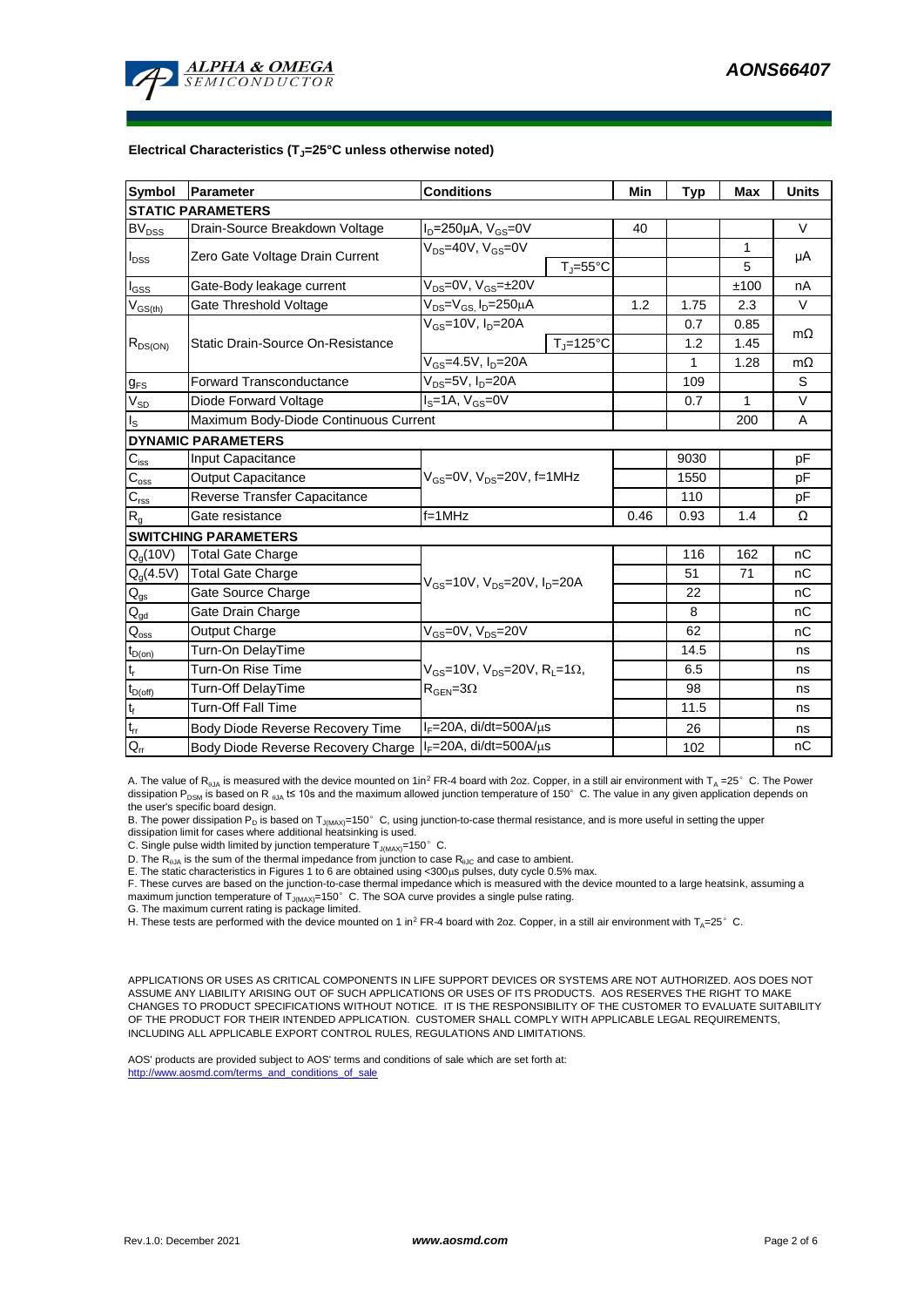## Electrical Characteristics ($T_J$=25°C unless otherwise noted)

| Symbol | Parameter | Conditions | | Min | Typ | Max | Units |
|---|---|---|---|---|---|---|---|
| **STATIC PARAMETERS** | | | | | | | |
| $BV_{DSS}$ | Drain-Source Breakdown Voltage | $I_D$=250µA, $V_{GS}$=0V | | 40 | | | V |
| $I_{DSS}$ | Zero Gate Voltage Drain Current | $V_{DS}$=40V, $V_{GS}$=0V | | | | 1 | µA |
| | | | $T_J$=55°C | | | 5 | |
| $I_{GSS}$ | Gate-Body leakage current | $V_{DS}$=0V, $V_{GS}$=±20V | | | | ±100 | nA |
| $V_{GS(th)}$ | Gate Threshold Voltage | $V_{DS}$=$V_{GS}$, $I_D$=250µA | | 1.2 | 1.75 | 2.3 | V |
| $R_{DS(ON)}$ | Static Drain-Source On-Resistance | $V_{GS}$=10V, $I_D$=20A | | | 0.7 | 0.85 | mΩ |
| | | | $T_J$=125°C | | 1.2 | 1.45 | |
| | | $V_{GS}$=4.5V, $I_D$=20A | | | 1 | 1.28 | mΩ |
| $g_{FS}$ | Forward Transconductance | $V_{DS}$=5V, $I_D$=20A | | | 109 | | S |
| $V_{SD}$ | Diode Forward Voltage | $I_S$=1A, $V_{GS}$=0V | | | 0.7 | 1 | V |
| $I_S$ | Maximum Body-Diode Continuous Current | | | | | 200 | A |
| **DYNAMIC PARAMETERS** | | | | | | | |
| $C_{iss}$ | Input Capacitance | $V_{GS}$=0V, $V_{DS}$=20V, f=1MHz | | | 9030 | | pF |
| $C_{oss}$ | Output Capacitance | | | | 1550 | | pF |
| $C_{rss}$ | Reverse Transfer Capacitance | | | | 110 | | pF |
| $R_g$ | Gate resistance | f=1MHz | | 0.46 | 0.93 | 1.4 | Ω |
| **SWITCHING PARAMETERS** | | | | | | | |
| $Q_g$(10V) | Total Gate Charge | $V_{GS}$=10V, $V_{DS}$=20V, $I_D$=20A | | | 116 | 162 | nC |
| $Q_g$(4.5V) | Total Gate Charge | | | | 51 | 71 | nC |
| $Q_{gs}$ | Gate Source Charge | | | | 22 | | nC |
| $Q_{gd}$ | Gate Drain Charge | | | | 8 | | nC |
| $Q_{oss}$ | Output Charge | $V_{GS}$=0V, $V_{DS}$=20V | | | 62 | | nC |
| $t_{D(on)}$ | Turn-On DelayTime | $V_{GS}$=10V, $V_{DS}$=20V, $R_L$=1Ω, $R_{GEN}$=3Ω | | | 14.5 | | ns |
| $t_r$ | Turn-On Rise Time | | | | 6.5 | | ns |
| $t_{D(off)}$ | Turn-Off DelayTime | | | | 98 | | ns |
| $t_f$ | Turn-Off Fall Time | | | | 11.5 | | ns |
| $t_{rr}$ | Body Diode Reverse Recovery Time | $I_F$=20A, di/dt=500A/µs | | | 26 | | ns |
| $Q_{rr}$ | Body Diode Reverse Recovery Charge | $I_F$=20A, di/dt=500A/µs | | | 102 | | nC |

A. The value of $R_{\theta JA}$ is measured with the device mounted on 1in² FR-4 board with 2oz. Copper, in a still air environment with $T_A$ =25° C. The Power dissipation $P_{DSM}$ is based on R $_{\theta JA}$ t≤ 10s and the maximum allowed junction temperature of 150° C. The value in any given application depends on the user's specific board design.

B. The power dissipation $P_D$ is based on $T_{J(MAX)}$=150° C, using junction-to-case thermal resistance, and is more useful in setting the upper dissipation limit for cases where additional heatsinking is used.

C. Single pulse width limited by junction temperature $T_{J(MAX)}$=150° C.

D. The $R_{\theta JA}$ is the sum of the thermal impedance from junction to case $R_{\theta JC}$ and case to ambient.

E. The static characteristics in Figures 1 to 6 are obtained using <300µs pulses, duty cycle 0.5% max.

F. These curves are based on the junction-to-case thermal impedance which is measured with the device mounted to a large heatsink, assuming a maximum junction temperature of $T_{J(MAX)}$=150° C. The SOA curve provides a single pulse rating.

G. The maximum current rating is package limited.

H. These tests are performed with the device mounted on 1 in² FR-4 board with 2oz. Copper, in a still air environment with $T_A$=25° C.

APPLICATIONS OR USES AS CRITICAL COMPONENTS IN LIFE SUPPORT DEVICES OR SYSTEMS ARE NOT AUTHORIZED. AOS DOES NOT ASSUME ANY LIABILITY ARISING OUT OF SUCH APPLICATIONS OR USES OF ITS PRODUCTS. AOS RESERVES THE RIGHT TO MAKE CHANGES TO PRODUCT SPECIFICATIONS WITHOUT NOTICE. IT IS THE RESPONSIBILITY OF THE CUSTOMER TO EVALUATE SUITABILITY OF THE PRODUCT FOR THEIR INTENDED APPLICATION. CUSTOMER SHALL COMPLY WITH APPLICABLE LEGAL REQUIREMENTS, INCLUDING ALL APPLICABLE EXPORT CONTROL RULES, REGULATIONS AND LIMITATIONS.

AOS' products are provided subject to AOS' terms and conditions of sale which are set forth at:
http://www.aosmd.com/terms_and_conditions_of_sale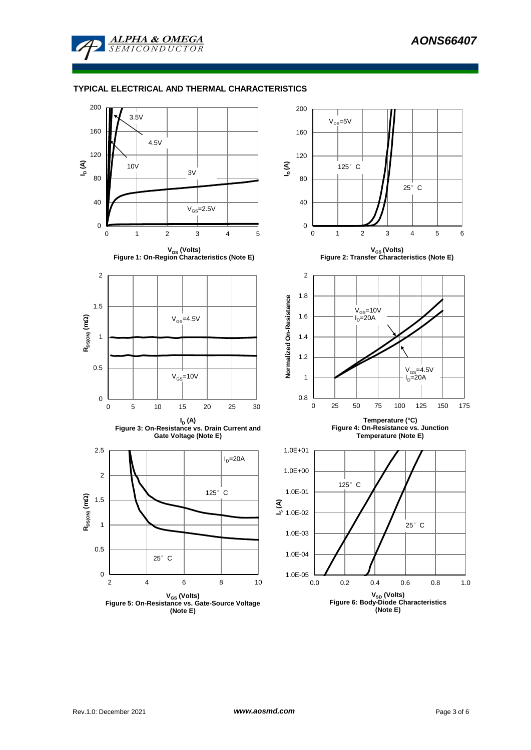## TYPICAL ELECTRICAL AND THERMAL CHARACTERISTICS

Figure 1: On-Region Characteristics (Note E)

Figure 2: Transfer Characteristics (Note E)

Figure 3: On-Resistance vs. Drain Current and Gate Voltage (Note E)

Figure 4: On-Resistance vs. Junction Temperature (Note E)

Figure 5: On-Resistance vs. Gate-Source Voltage (Note E)

Figure 6: Body-Diode Characteristics (Note E)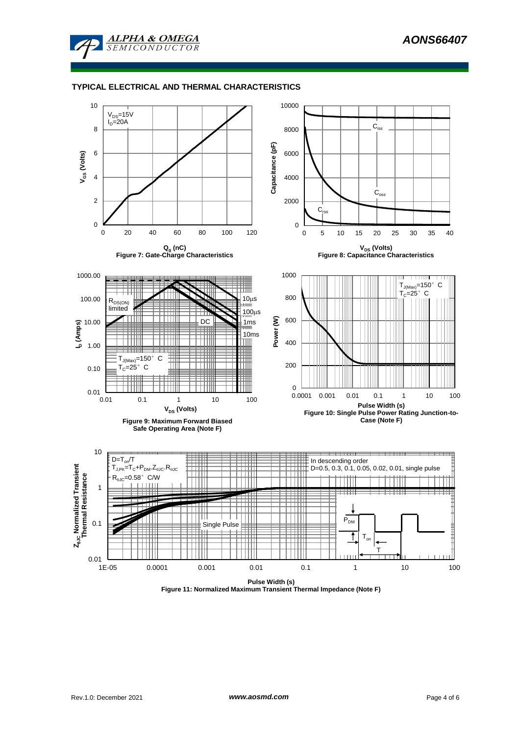## TYPICAL ELECTRICAL AND THERMAL CHARACTERISTICS

$V_{DS}$=15V
$I_D$=20A

$V_{GS}$ (Volts)

$Q_g$ (nC)

Figure 7: Gate-Charge Characteristics

$C_{iss}$

$C_{oss}$

$C_{rss}$

Capacitance (pF)

$V_{DS}$ (Volts)

Figure 8: Capacitance Characteristics

$R_{DS(ON)}$ limited

10µs

100µs

1ms

10ms

DC

$T_{J(Max)}$=150° C
$T_C$=25° C

$I_D$ (Amps)

$V_{DS}$ (Volts)

Figure 9: Maximum Forward Biased Safe Operating Area (Note F)

$T_{J(Max)}$=150° C
$T_C$=25° C

Power (W)

Pulse Width (s)

Figure 10: Single Pulse Power Rating Junction-to-Case (Note F)

$D=T_{on}/T$
$T_{J,PK}=T_C+P_{DM}.Z_{\theta JC}.R_{\theta JC}$
$R_{\theta JC}$=0.58° C/W

In descending order
D=0.5, 0.3, 0.1, 0.05, 0.02, 0.01, single pulse

Single Pulse

$P_{DM}$

$T_{on}$

T

$Z_{\theta JC}$ Normalized Transient Thermal Resistance

Pulse Width (s)

Figure 11: Normalized Maximum Transient Thermal Impedance (Note F)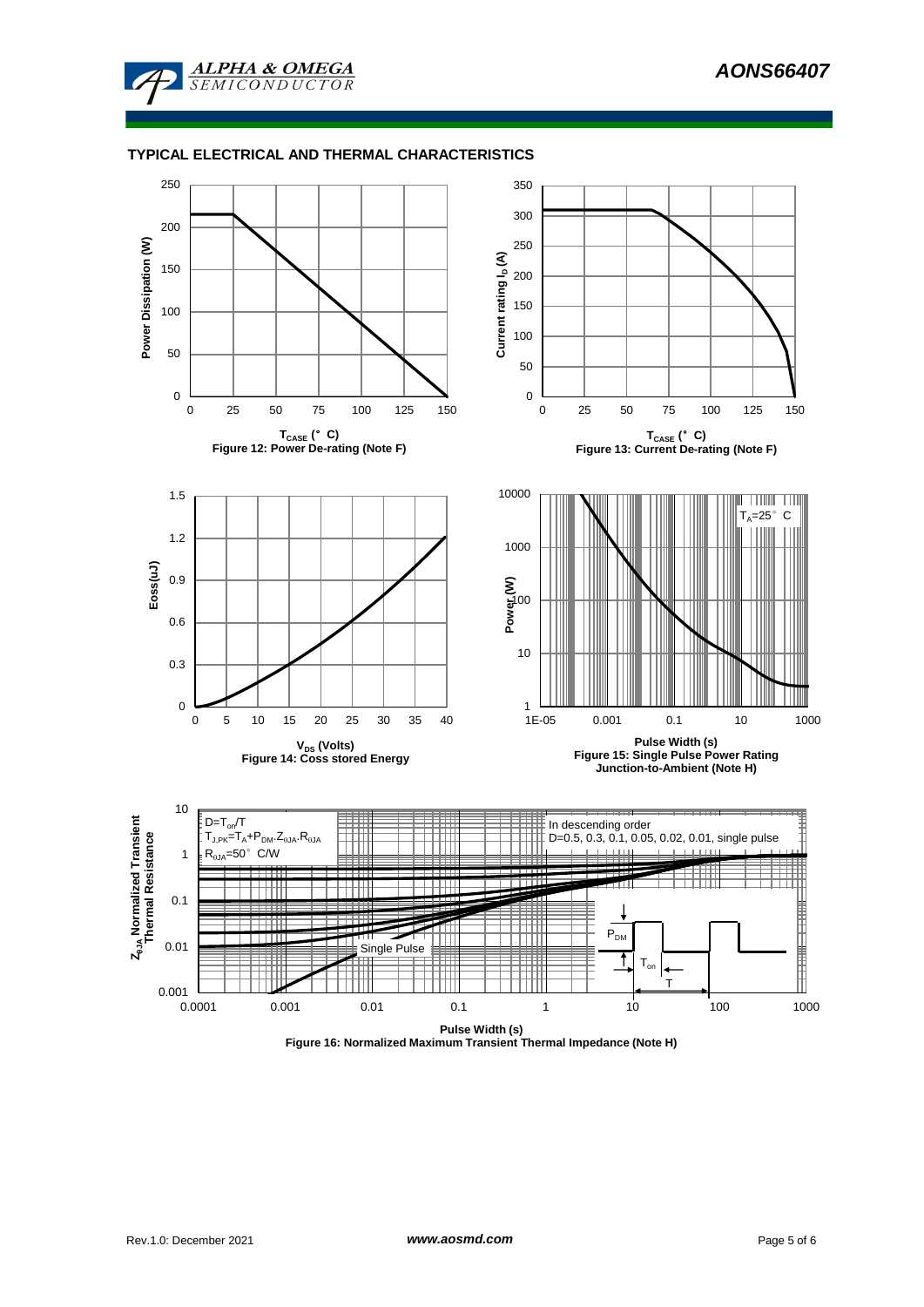## TYPICAL ELECTRICAL AND THERMAL CHARACTERISTICS

Figure 12: Power De-rating (Note F)

Figure 13: Current De-rating (Note F)

Figure 14: Coss stored Energy

Figure 15: Single Pulse Power Rating Junction-to-Ambient (Note H)

Figure 16: Normalized Maximum Transient Thermal Impedance (Note H)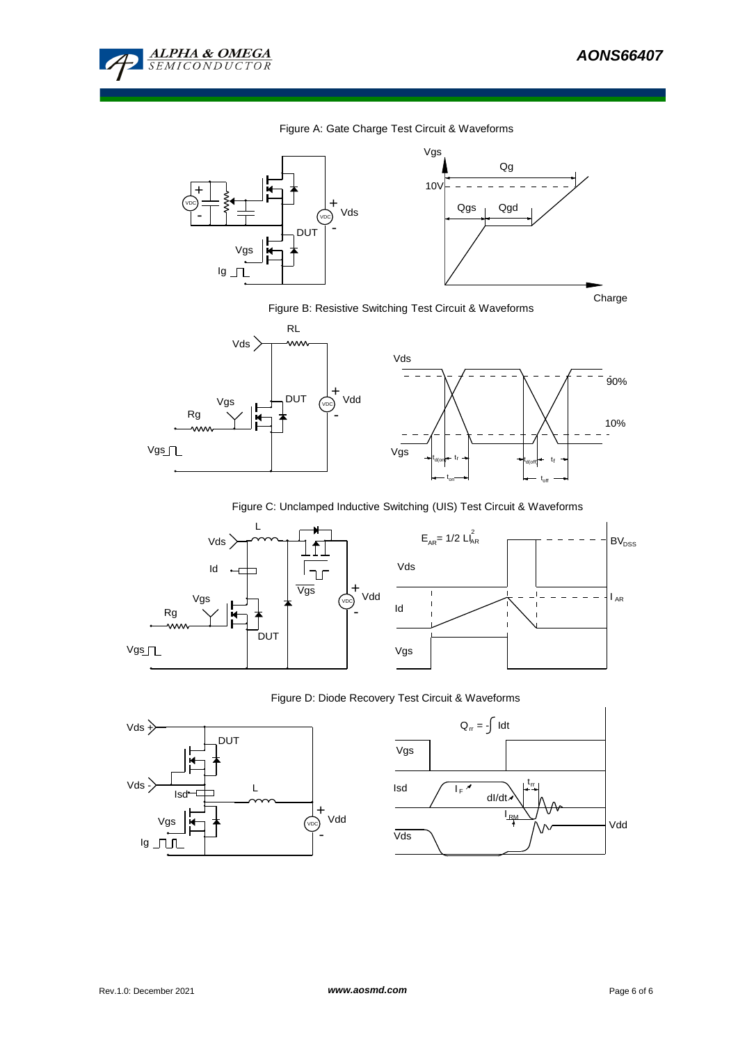Figure A: Gate Charge Test Circuit & Waveforms

Vgs
Qg
10V
Qgs
Qgd
+
VDC
-
+
VDC
-
Vds
DUT
Vgs
Ig
Charge

Figure B: Resistive Switching Test Circuit & Waveforms

RL
Vds
Vgs
DUT
Rg
Vgs
+
VDC
Vdd
-
Vds
90%
10%
Vgs
$t_{d(on)}$
$t_r$
$t_{on}$
$t_{d(off)}$
$t_f$
$t_{off}$

Figure C: Unclamped Inductive Switching (UIS) Test Circuit & Waveforms

L
Vds
Id
Vgs
Rg
Vgs
DUT
Vgs
+
VDC
Vdd
-
$E_{AR} = 1/2\ LI_{AR}^2$
$BV_{DSS}$
Vds
Id
$I_{AR}$
Vgs

Figure D: Diode Recovery Test Circuit & Waveforms

Vds +
DUT
Vds -
Isd
L
Vgs
Ig
+
VDC
Vdd
-
$Q_{rr} = -\int Idt$
Vgs
Isd
$I_F$
dI/dt
$t_{rr}$
$I_{RM}$
Vds
Vdd